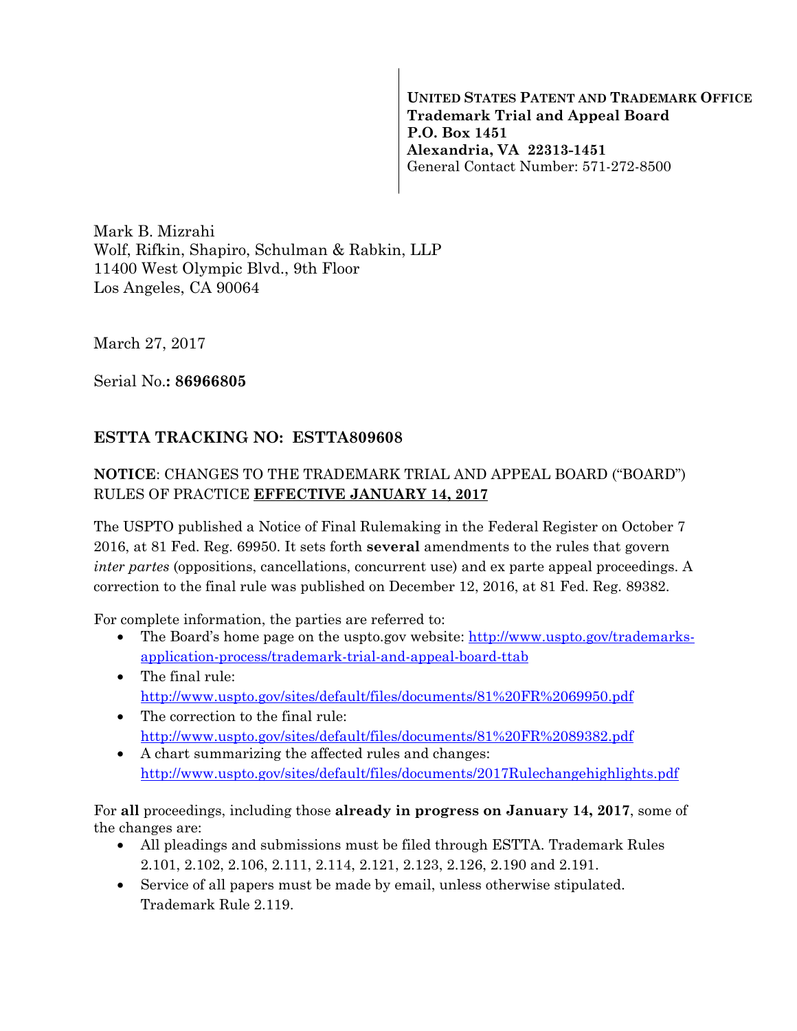**UNITED STATES PATENT AND TRADEMARK OFFICE**
**Trademark Trial and Appeal Board**
**P.O. Box 1451**
**Alexandria, VA 22313-1451**
General Contact Number: 571-272-8500

Mark B. Mizrahi
Wolf, Rifkin, Shapiro, Schulman & Rabkin, LLP
11400 West Olympic Blvd., 9th Floor
Los Angeles, CA 90064

March 27, 2017

Serial No.**: 86966805**

## ESTTA TRACKING NO: ESTTA809608

**NOTICE**: CHANGES TO THE TRADEMARK TRIAL AND APPEAL BOARD ("BOARD") RULES OF PRACTICE **EFFECTIVE JANUARY 14, 2017**

The USPTO published a Notice of Final Rulemaking in the Federal Register on October 7 2016, at 81 Fed. Reg. 69950. It sets forth **several** amendments to the rules that govern *inter partes* (oppositions, cancellations, concurrent use) and ex parte appeal proceedings. A correction to the final rule was published on December 12, 2016, at 81 Fed. Reg. 89382.

For complete information, the parties are referred to:

- The Board's home page on the uspto.gov website: http://www.uspto.gov/trademarks-application-process/trademark-trial-and-appeal-board-ttab
- The final rule: http://www.uspto.gov/sites/default/files/documents/81%20FR%2069950.pdf
- The correction to the final rule: http://www.uspto.gov/sites/default/files/documents/81%20FR%2089382.pdf
- A chart summarizing the affected rules and changes: http://www.uspto.gov/sites/default/files/documents/2017Rulechangehighlights.pdf

For **all** proceedings, including those **already in progress on January 14, 2017**, some of the changes are:

- All pleadings and submissions must be filed through ESTTA. Trademark Rules 2.101, 2.102, 2.106, 2.111, 2.114, 2.121, 2.123, 2.126, 2.190 and 2.191.
- Service of all papers must be made by email, unless otherwise stipulated. Trademark Rule 2.119.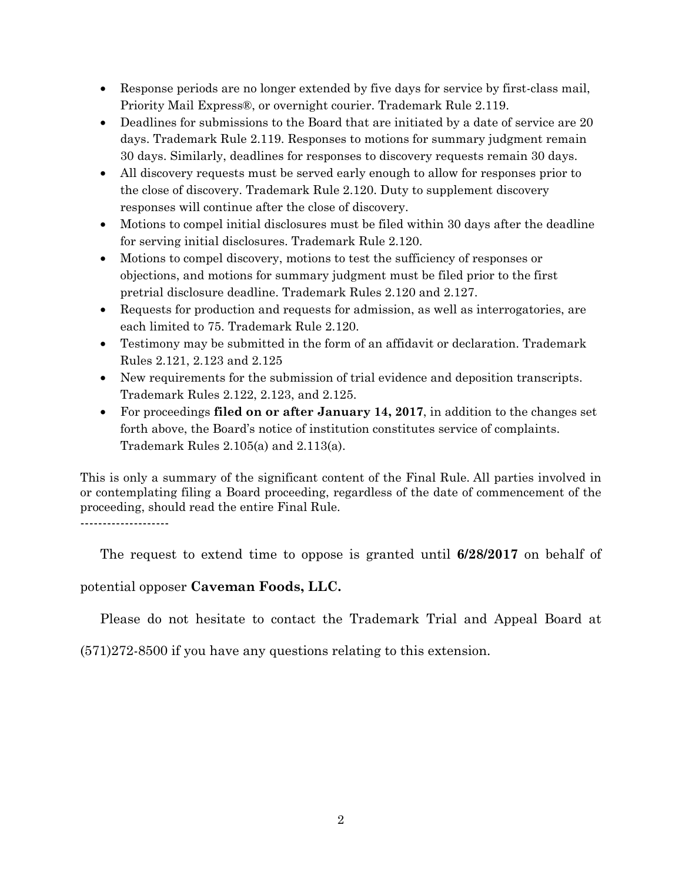- Response periods are no longer extended by five days for service by first-class mail, Priority Mail Express®, or overnight courier. Trademark Rule 2.119.
- Deadlines for submissions to the Board that are initiated by a date of service are 20 days. Trademark Rule 2.119. Responses to motions for summary judgment remain 30 days. Similarly, deadlines for responses to discovery requests remain 30 days.
- All discovery requests must be served early enough to allow for responses prior to the close of discovery. Trademark Rule 2.120. Duty to supplement discovery responses will continue after the close of discovery.
- Motions to compel initial disclosures must be filed within 30 days after the deadline for serving initial disclosures. Trademark Rule 2.120.
- Motions to compel discovery, motions to test the sufficiency of responses or objections, and motions for summary judgment must be filed prior to the first pretrial disclosure deadline. Trademark Rules 2.120 and 2.127.
- Requests for production and requests for admission, as well as interrogatories, are each limited to 75. Trademark Rule 2.120.
- Testimony may be submitted in the form of an affidavit or declaration. Trademark Rules 2.121, 2.123 and 2.125
- New requirements for the submission of trial evidence and deposition transcripts. Trademark Rules 2.122, 2.123, and 2.125.
- For proceedings **filed on or after January 14, 2017**, in addition to the changes set forth above, the Board's notice of institution constitutes service of complaints. Trademark Rules 2.105(a) and 2.113(a).

This is only a summary of the significant content of the Final Rule. All parties involved in or contemplating filing a Board proceeding, regardless of the date of commencement of the proceeding, should read the entire Final Rule.

--------------------

The request to extend time to oppose is granted until **6/28/2017** on behalf of potential opposer **Caveman Foods, LLC.**

Please do not hesitate to contact the Trademark Trial and Appeal Board at (571)272-8500 if you have any questions relating to this extension.